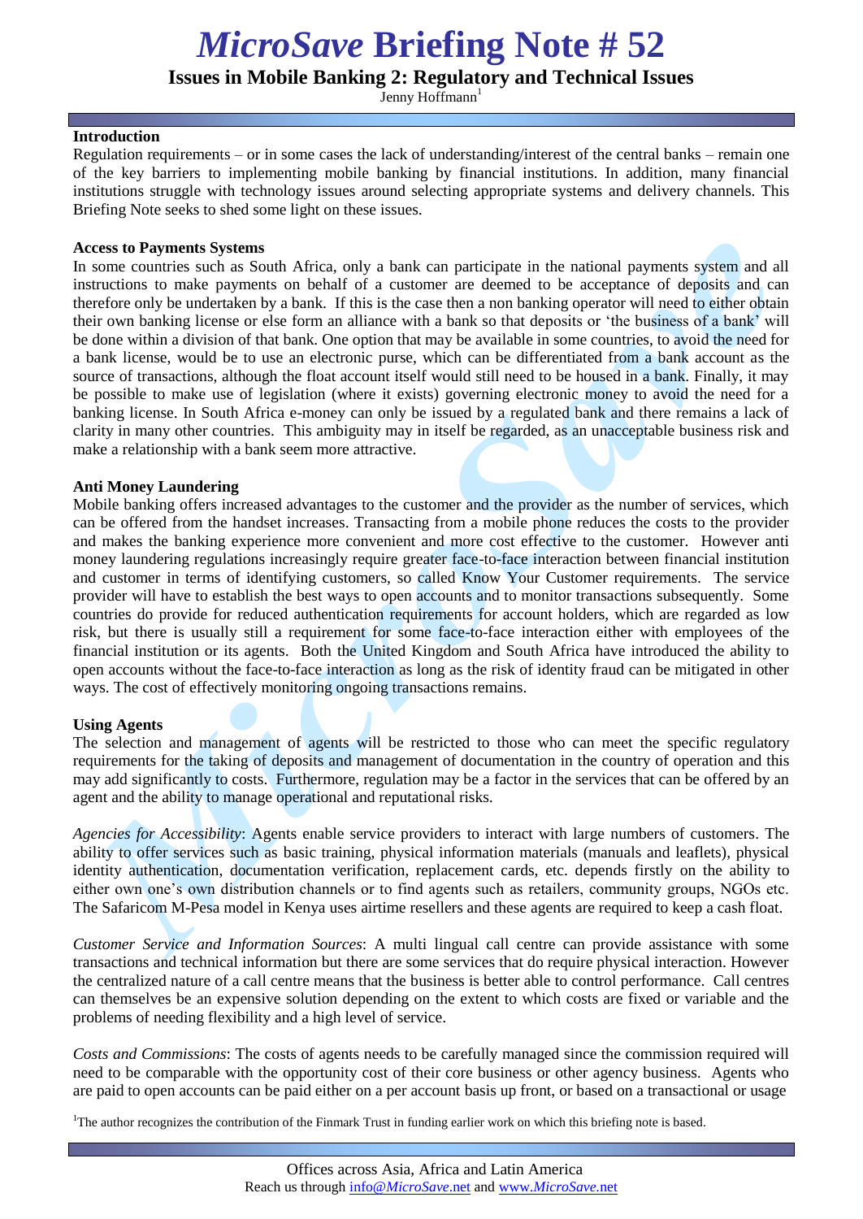# *MicroSave* Briefing Note # 52

## Issues in Mobile Banking 2: Regulatory and Technical Issues

Jenny Hoffmann[1]

### Introduction

Regulation requirements – or in some cases the lack of understanding/interest of the central banks – remain one of the key barriers to implementing mobile banking by financial institutions. In addition, many financial institutions struggle with technology issues around selecting appropriate systems and delivery channels. This Briefing Note seeks to shed some light on these issues.

### Access to Payments Systems

In some countries such as South Africa, only a bank can participate in the national payments system and all instructions to make payments on behalf of a customer are deemed to be acceptance of deposits and can therefore only be undertaken by a bank. If this is the case then a non banking operator will need to either obtain their own banking license or else form an alliance with a bank so that deposits or 'the business of a bank' will be done within a division of that bank. One option that may be available in some countries, to avoid the need for a bank license, would be to use an electronic purse, which can be differentiated from a bank account as the source of transactions, although the float account itself would still need to be housed in a bank. Finally, it may be possible to make use of legislation (where it exists) governing electronic money to avoid the need for a banking license. In South Africa e-money can only be issued by a regulated bank and there remains a lack of clarity in many other countries. This ambiguity may in itself be regarded, as an unacceptable business risk and make a relationship with a bank seem more attractive.

### Anti Money Laundering

Mobile banking offers increased advantages to the customer and the provider as the number of services, which can be offered from the handset increases. Transacting from a mobile phone reduces the costs to the provider and makes the banking experience more convenient and more cost effective to the customer. However anti money laundering regulations increasingly require greater face-to-face interaction between financial institution and customer in terms of identifying customers, so called Know Your Customer requirements. The service provider will have to establish the best ways to open accounts and to monitor transactions subsequently. Some countries do provide for reduced authentication requirements for account holders, which are regarded as low risk, but there is usually still a requirement for some face-to-face interaction either with employees of the financial institution or its agents. Both the United Kingdom and South Africa have introduced the ability to open accounts without the face-to-face interaction as long as the risk of identity fraud can be mitigated in other ways. The cost of effectively monitoring ongoing transactions remains.

### Using Agents

The selection and management of agents will be restricted to those who can meet the specific regulatory requirements for the taking of deposits and management of documentation in the country of operation and this may add significantly to costs. Furthermore, regulation may be a factor in the services that can be offered by an agent and the ability to manage operational and reputational risks.

*Agencies for Accessibility*: Agents enable service providers to interact with large numbers of customers. The ability to offer services such as basic training, physical information materials (manuals and leaflets), physical identity authentication, documentation verification, replacement cards, etc. depends firstly on the ability to either own one's own distribution channels or to find agents such as retailers, community groups, NGOs etc. The Safaricom M-Pesa model in Kenya uses airtime resellers and these agents are required to keep a cash float.

*Customer Service and Information Sources*: A multi lingual call centre can provide assistance with some transactions and technical information but there are some services that do require physical interaction. However the centralized nature of a call centre means that the business is better able to control performance. Call centres can themselves be an expensive solution depending on the extent to which costs are fixed or variable and the problems of needing flexibility and a high level of service.

*Costs and Commissions*: The costs of agents needs to be carefully managed since the commission required will need to be comparable with the opportunity cost of their core business or other agency business. Agents who are paid to open accounts can be paid either on a per account basis up front, or based on a transactional or usage

[1] The author recognizes the contribution of the Finmark Trust in funding earlier work on which this briefing note is based.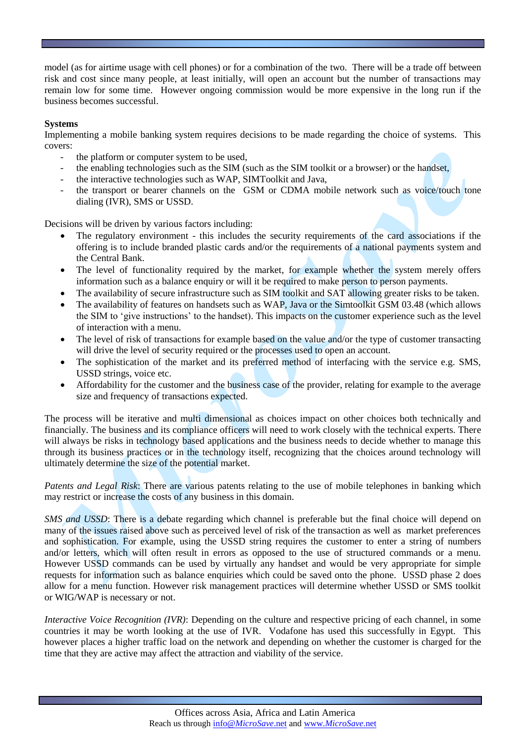model (as for airtime usage with cell phones) or for a combination of the two. There will be a trade off between risk and cost since many people, at least initially, will open an account but the number of transactions may remain low for some time. However ongoing commission would be more expensive in the long run if the business becomes successful.

**Systems**

Implementing a mobile banking system requires decisions to be made regarding the choice of systems. This covers:

- the platform or computer system to be used,
- the enabling technologies such as the SIM (such as the SIM toolkit or a browser) or the handset,
- the interactive technologies such as WAP, SIMToolkit and Java,
- the transport or bearer channels on the GSM or CDMA mobile network such as voice/touch tone dialing (IVR), SMS or USSD.

Decisions will be driven by various factors including:

- The regulatory environment - this includes the security requirements of the card associations if the offering is to include branded plastic cards and/or the requirements of a national payments system and the Central Bank.
- The level of functionality required by the market, for example whether the system merely offers information such as a balance enquiry or will it be required to make person to person payments.
- The availability of secure infrastructure such as SIM toolkit and SAT allowing greater risks to be taken.
- The availability of features on handsets such as WAP, Java or the Simtoolkit GSM 03.48 (which allows the SIM to 'give instructions' to the handset). This impacts on the customer experience such as the level of interaction with a menu.
- The level of risk of transactions for example based on the value and/or the type of customer transacting will drive the level of security required or the processes used to open an account.
- The sophistication of the market and its preferred method of interfacing with the service e.g. SMS, USSD strings, voice etc.
- Affordability for the customer and the business case of the provider, relating for example to the average size and frequency of transactions expected.

The process will be iterative and multi dimensional as choices impact on other choices both technically and financially. The business and its compliance officers will need to work closely with the technical experts. There will always be risks in technology based applications and the business needs to decide whether to manage this through its business practices or in the technology itself, recognizing that the choices around technology will ultimately determine the size of the potential market.

*Patents and Legal Risk*: There are various patents relating to the use of mobile telephones in banking which may restrict or increase the costs of any business in this domain.

*SMS and USSD*: There is a debate regarding which channel is preferable but the final choice will depend on many of the issues raised above such as perceived level of risk of the transaction as well as market preferences and sophistication. For example, using the USSD string requires the customer to enter a string of numbers and/or letters, which will often result in errors as opposed to the use of structured commands or a menu. However USSD commands can be used by virtually any handset and would be very appropriate for simple requests for information such as balance enquiries which could be saved onto the phone. USSD phase 2 does allow for a menu function. However risk management practices will determine whether USSD or SMS toolkit or WIG/WAP is necessary or not.

*Interactive Voice Recognition (IVR)*: Depending on the culture and respective pricing of each channel, in some countries it may be worth looking at the use of IVR. Vodafone has used this successfully in Egypt. This however places a higher traffic load on the network and depending on whether the customer is charged for the time that they are active may affect the attraction and viability of the service.